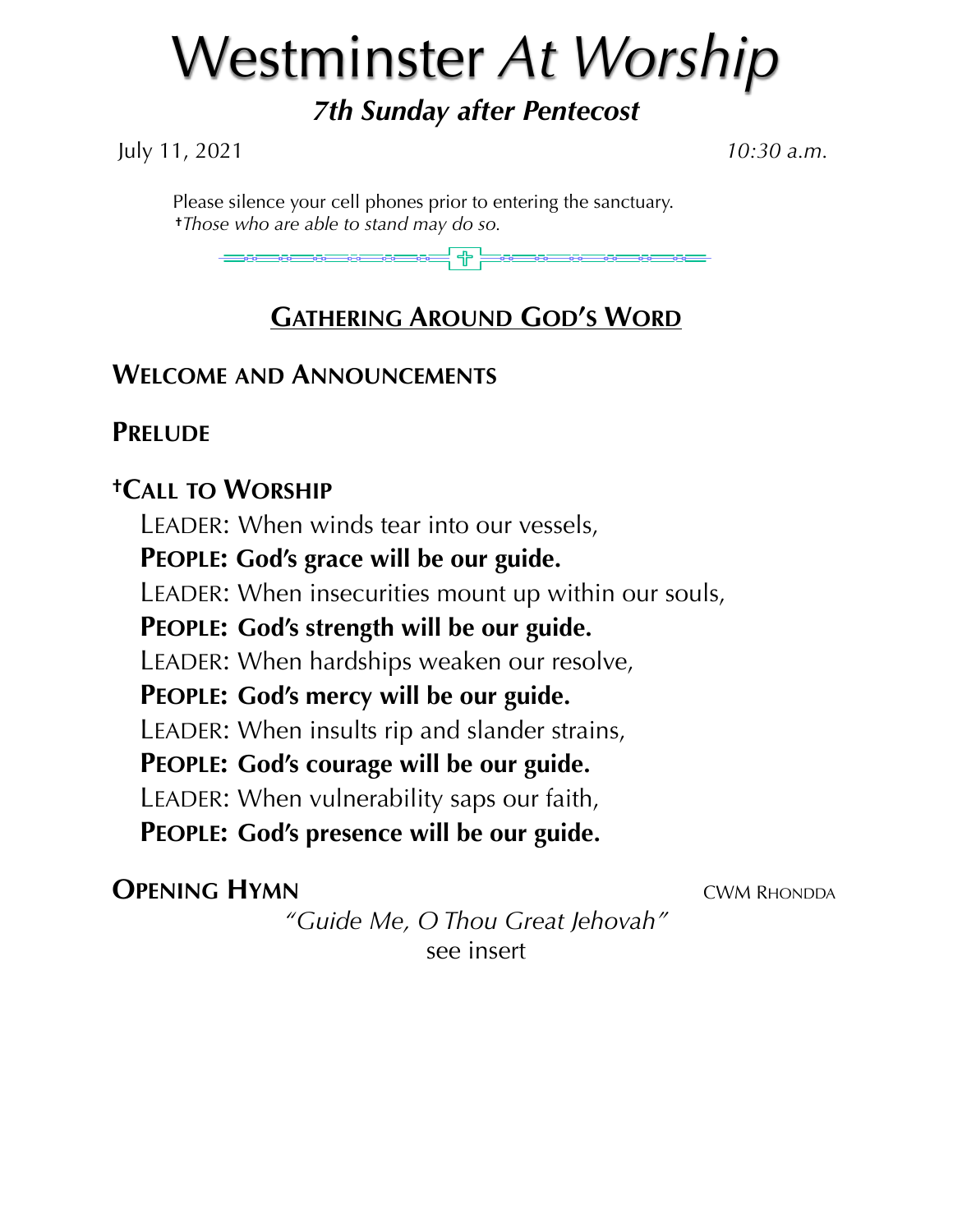# Westminster *At Worship*

## *7th Sunday after Pentecost*

July 11, 2021 *10:30 a.m.*

Please silence your cell phones prior to entering the sanctuary.
†*Those who are able to stand may do so.*

## GATHERING AROUND GOD'S WORD

### WELCOME AND ANNOUNCEMENTS

### PRELUDE

### †CALL TO WORSHIP

LEADER: When winds tear into our vessels,
**PEOPLE: God's grace will be our guide.**
LEADER: When insecurities mount up within our souls,
**PEOPLE: God's strength will be our guide.**
LEADER: When hardships weaken our resolve,
**PEOPLE: God's mercy will be our guide.**
LEADER: When insults rip and slander strains,
**PEOPLE: God's courage will be our guide.**
LEADER: When vulnerability saps our faith,
**PEOPLE: God's presence will be our guide.**

### OPENING HYMN CWM RHONDDA

*"Guide Me, O Thou Great Jehovah"*
see insert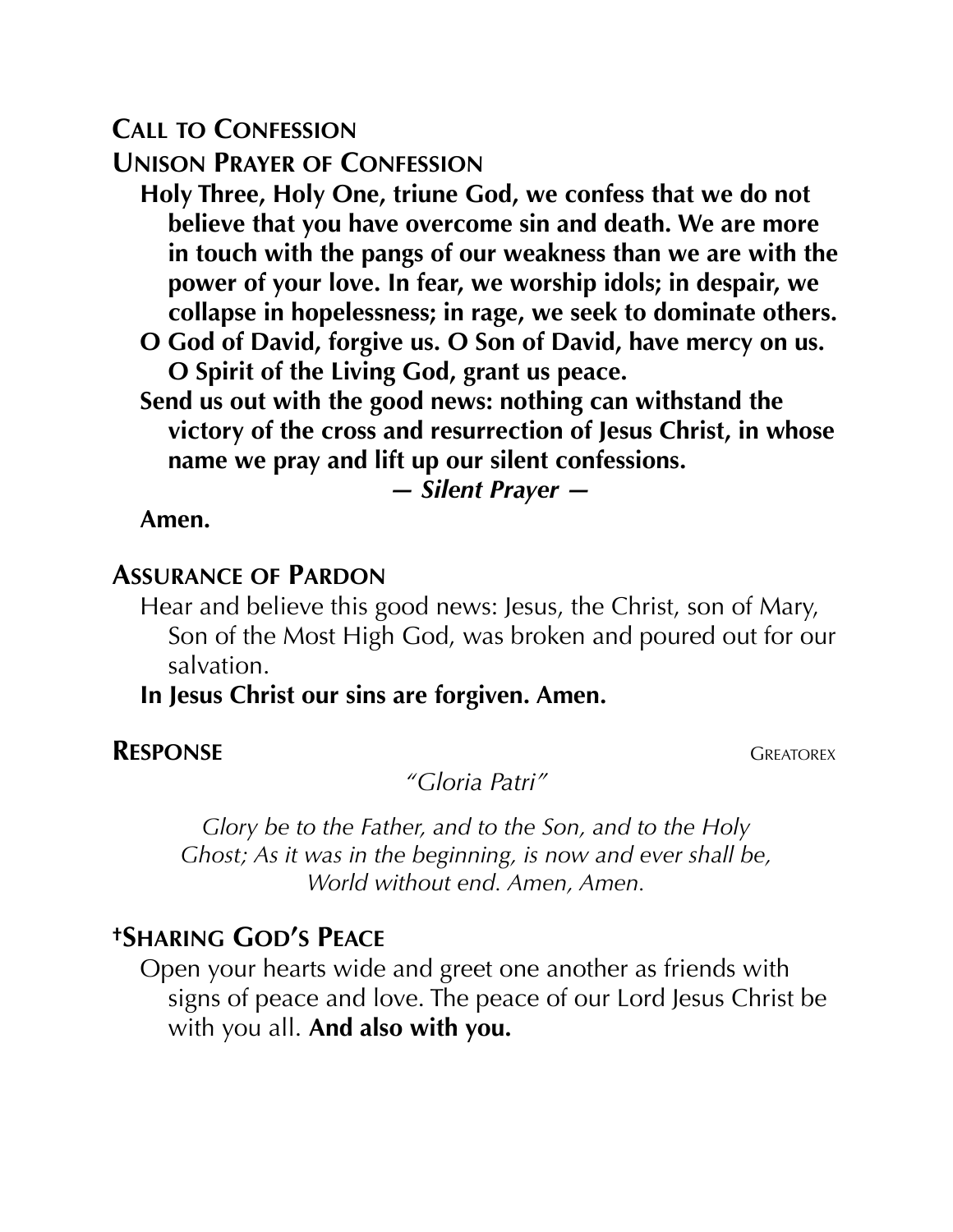## Call to Confession

## Unison Prayer of Confession

**Holy Three, Holy One, triune God, we confess that we do not believe that you have overcome sin and death. We are more in touch with the pangs of our weakness than we are with the power of your love. In fear, we worship idols; in despair, we collapse in hopelessness; in rage, we seek to dominate others.**

**O God of David, forgive us. O Son of David, have mercy on us. O Spirit of the Living God, grant us peace.**

**Send us out with the good news: nothing can withstand the victory of the cross and resurrection of Jesus Christ, in whose name we pray and lift up our silent confessions.**

***— Silent Prayer —***

**Amen.**

## Assurance of Pardon

Hear and believe this good news: Jesus, the Christ, son of Mary, Son of the Most High God, was broken and poured out for our salvation.

**In Jesus Christ our sins are forgiven. Amen.**

## Response — Greatorex

*"Gloria Patri"*

*Glory be to the Father, and to the Son, and to the Holy Ghost; As it was in the beginning, is now and ever shall be, World without end. Amen, Amen.*

## †Sharing God's Peace

Open your hearts wide and greet one another as friends with signs of peace and love. The peace of our Lord Jesus Christ be with you all. **And also with you.**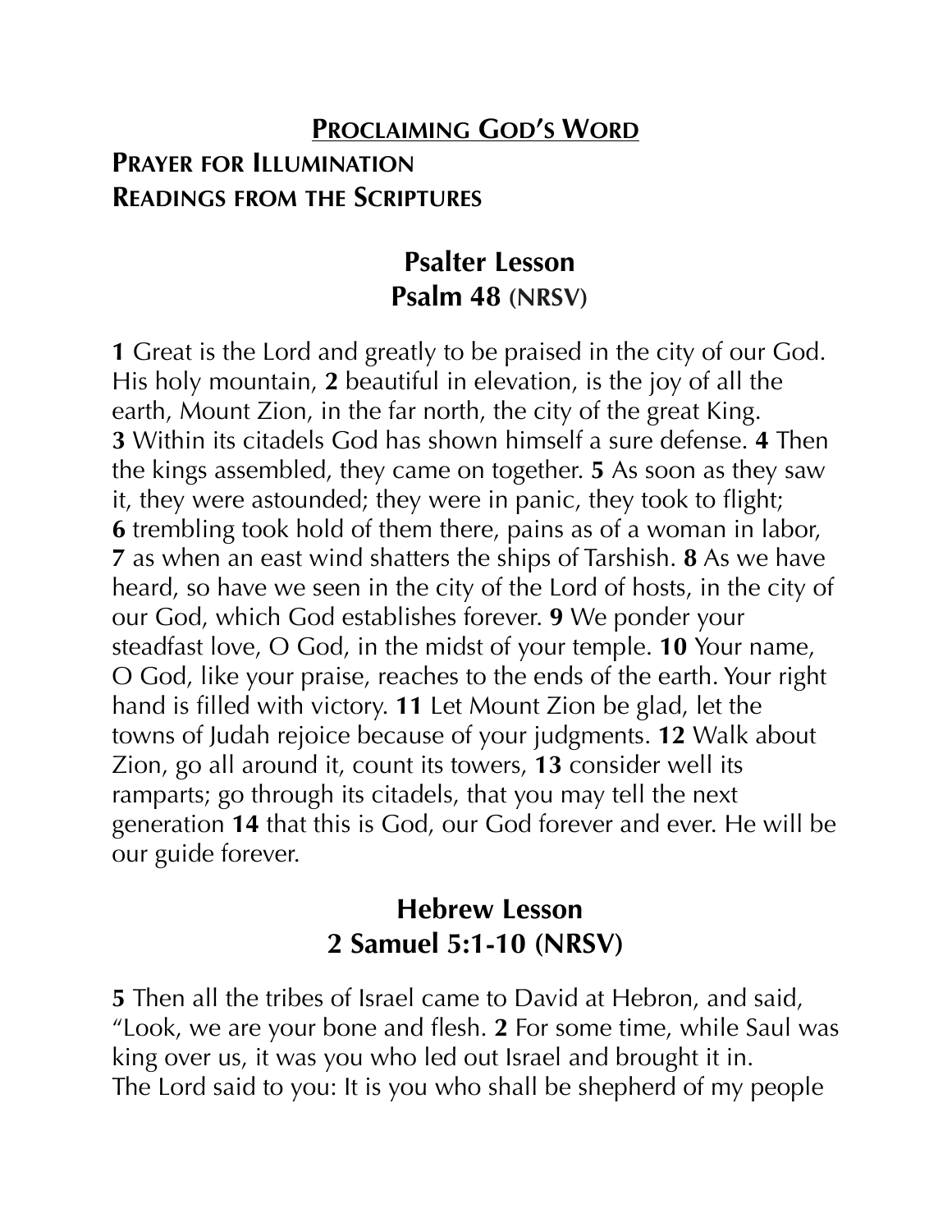## PROCLAIMING GOD'S WORD

### PRAYER FOR ILLUMINATION

### READINGS FROM THE SCRIPTURES

### Psalter Lesson
### Psalm 48 (NRSV)

**1** Great is the Lord and greatly to be praised in the city of our God. His holy mountain, **2** beautiful in elevation, is the joy of all the earth, Mount Zion, in the far north, the city of the great King. **3** Within its citadels God has shown himself a sure defense. **4** Then the kings assembled, they came on together. **5** As soon as they saw it, they were astounded; they were in panic, they took to flight; **6** trembling took hold of them there, pains as of a woman in labor, **7** as when an east wind shatters the ships of Tarshish. **8** As we have heard, so have we seen in the city of the Lord of hosts, in the city of our God, which God establishes forever. **9** We ponder your steadfast love, O God, in the midst of your temple. **10** Your name, O God, like your praise, reaches to the ends of the earth. Your right hand is filled with victory. **11** Let Mount Zion be glad, let the towns of Judah rejoice because of your judgments. **12** Walk about Zion, go all around it, count its towers, **13** consider well its ramparts; go through its citadels, that you may tell the next generation **14** that this is God, our God forever and ever. He will be our guide forever.

### Hebrew Lesson
### 2 Samuel 5:1-10 (NRSV)

**5** Then all the tribes of Israel came to David at Hebron, and said, "Look, we are your bone and flesh. **2** For some time, while Saul was king over us, it was you who led out Israel and brought it in. The Lord said to you: It is you who shall be shepherd of my people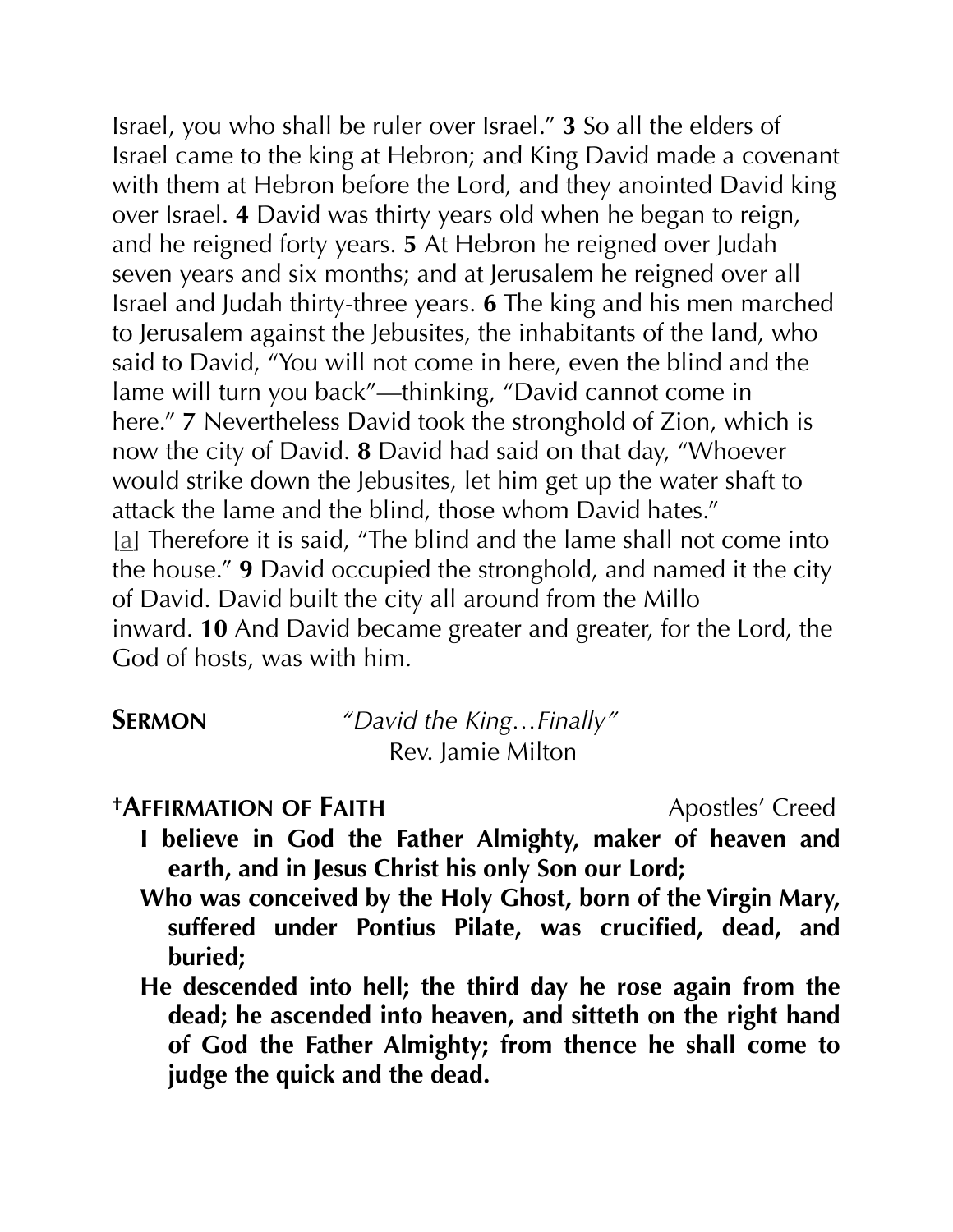Israel, you who shall be ruler over Israel." **3** So all the elders of Israel came to the king at Hebron; and King David made a covenant with them at Hebron before the Lord, and they anointed David king over Israel. **4** David was thirty years old when he began to reign, and he reigned forty years. **5** At Hebron he reigned over Judah seven years and six months; and at Jerusalem he reigned over all Israel and Judah thirty-three years. **6** The king and his men marched to Jerusalem against the Jebusites, the inhabitants of the land, who said to David, "You will not come in here, even the blind and the lame will turn you back"—thinking, "David cannot come in here." **7** Nevertheless David took the stronghold of Zion, which is now the city of David. **8** David had said on that day, "Whoever would strike down the Jebusites, let him get up the water shaft to attack the lame and the blind, those whom David hates." [a] Therefore it is said, "The blind and the lame shall not come into the house." **9** David occupied the stronghold, and named it the city of David. David built the city all around from the Millo inward. **10** And David became greater and greater, for the Lord, the God of hosts, was with him.

**SERMON** *"David the King…Finally"*
Rev. Jamie Milton

**†AFFIRMATION OF FAITH** Apostles' Creed

**I believe in God the Father Almighty, maker of heaven and earth, and in Jesus Christ his only Son our Lord;**

**Who was conceived by the Holy Ghost, born of the Virgin Mary, suffered under Pontius Pilate, was crucified, dead, and buried;**

**He descended into hell; the third day he rose again from the dead; he ascended into heaven, and sitteth on the right hand of God the Father Almighty; from thence he shall come to judge the quick and the dead.**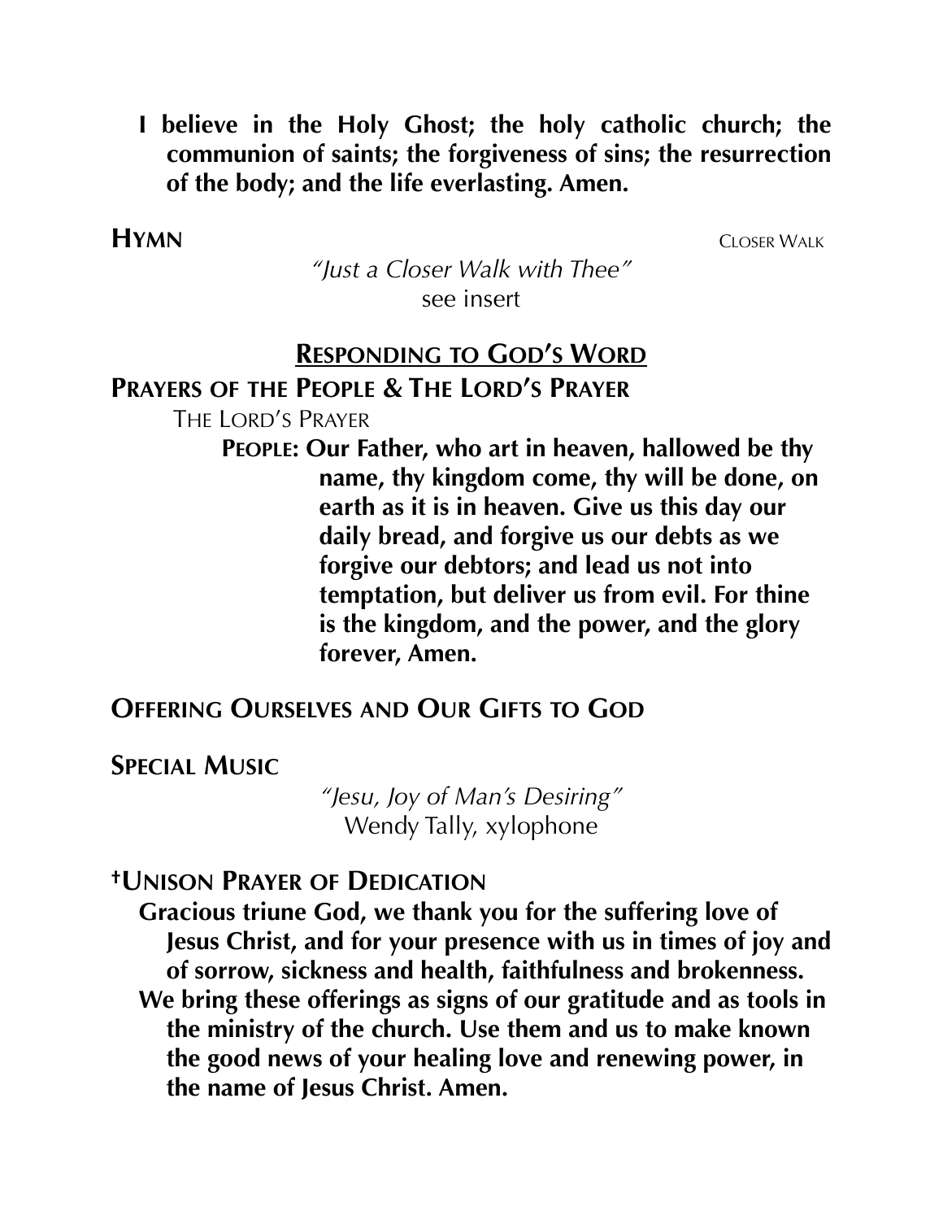**I believe in the Holy Ghost; the holy catholic church; the communion of saints; the forgiveness of sins; the resurrection of the body; and the life everlasting. Amen.**

**HYMN** CLOSER WALK

*"Just a Closer Walk with Thee"*
see insert

## RESPONDING TO GOD'S WORD

**PRAYERS OF THE PEOPLE & THE LORD'S PRAYER**

THE LORD'S PRAYER

**PEOPLE: Our Father, who art in heaven, hallowed be thy name, thy kingdom come, thy will be done, on earth as it is in heaven. Give us this day our daily bread, and forgive us our debts as we forgive our debtors; and lead us not into temptation, but deliver us from evil. For thine is the kingdom, and the power, and the glory forever, Amen.**

**OFFERING OURSELVES AND OUR GIFTS TO GOD**

**SPECIAL MUSIC**

*"Jesu, Joy of Man's Desiring"*
Wendy Tally, xylophone

**†UNISON PRAYER OF DEDICATION**

**Gracious triune God, we thank you for the suffering love of Jesus Christ, and for your presence with us in times of joy and of sorrow, sickness and health, faithfulness and brokenness. We bring these offerings as signs of our gratitude and as tools in the ministry of the church. Use them and us to make known the good news of your healing love and renewing power, in the name of Jesus Christ. Amen.**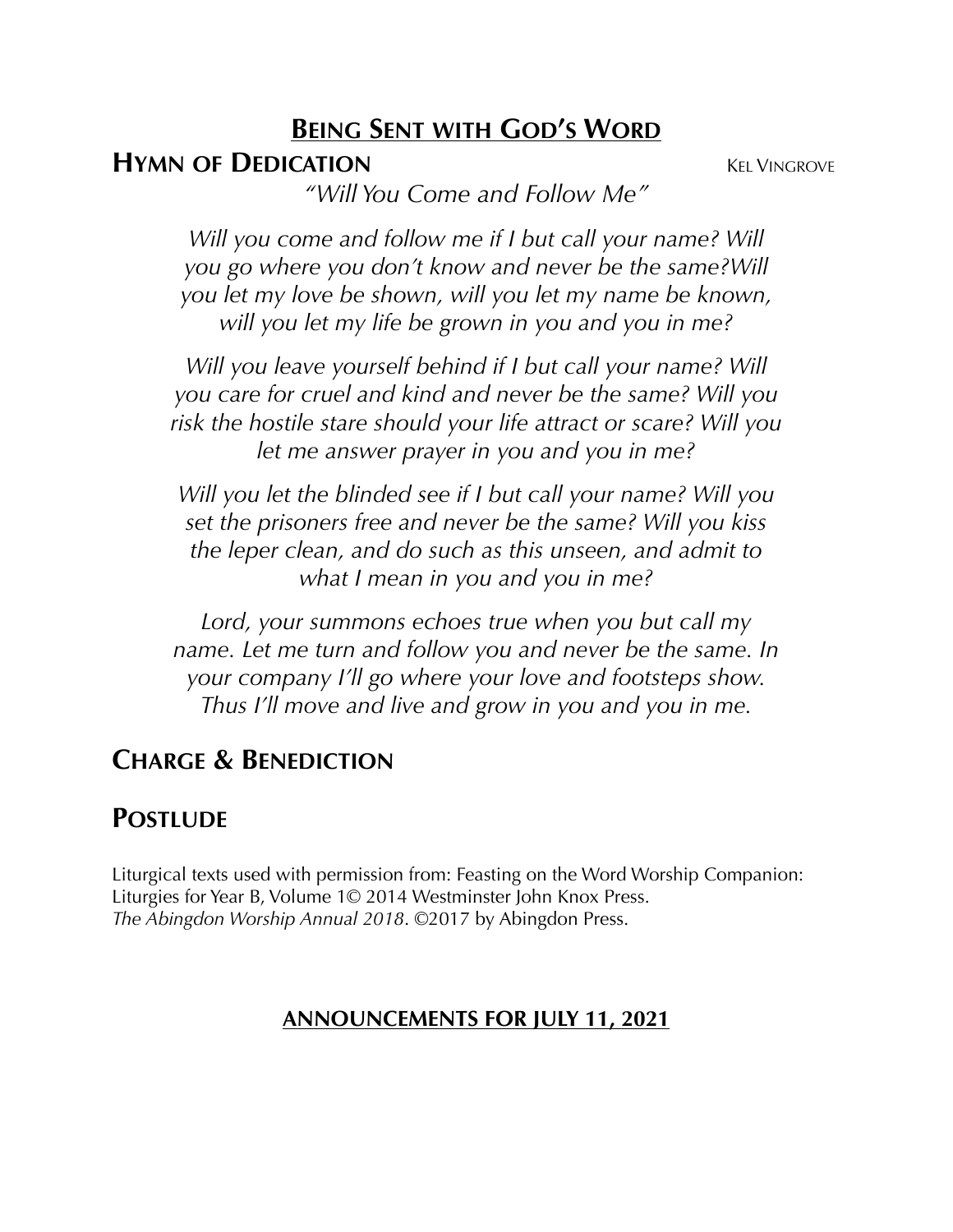## **Being Sent with God's Word**

### **Hymn of Dedication** Kel Vingrove

*"Will You Come and Follow Me"*

*Will you come and follow me if I but call your name? Will you go where you don't know and never be the same?Will you let my love be shown, will you let my name be known, will you let my life be grown in you and you in me?*

*Will you leave yourself behind if I but call your name? Will you care for cruel and kind and never be the same? Will you risk the hostile stare should your life attract or scare? Will you let me answer prayer in you and you in me?*

*Will you let the blinded see if I but call your name? Will you set the prisoners free and never be the same? Will you kiss the leper clean, and do such as this unseen, and admit to what I mean in you and you in me?*

*Lord, your summons echoes true when you but call my name. Let me turn and follow you and never be the same. In your company I'll go where your love and footsteps show. Thus I'll move and live and grow in you and you in me.*

### **Charge & Benediction**

### **Postlude**

Liturgical texts used with permission from: Feasting on the Word Worship Companion: Liturgies for Year B, Volume 1© 2014 Westminster John Knox Press.
*The Abingdon Worship Annual 2018*. ©2017 by Abingdon Press.

## **ANNOUNCEMENTS FOR JULY 11, 2021**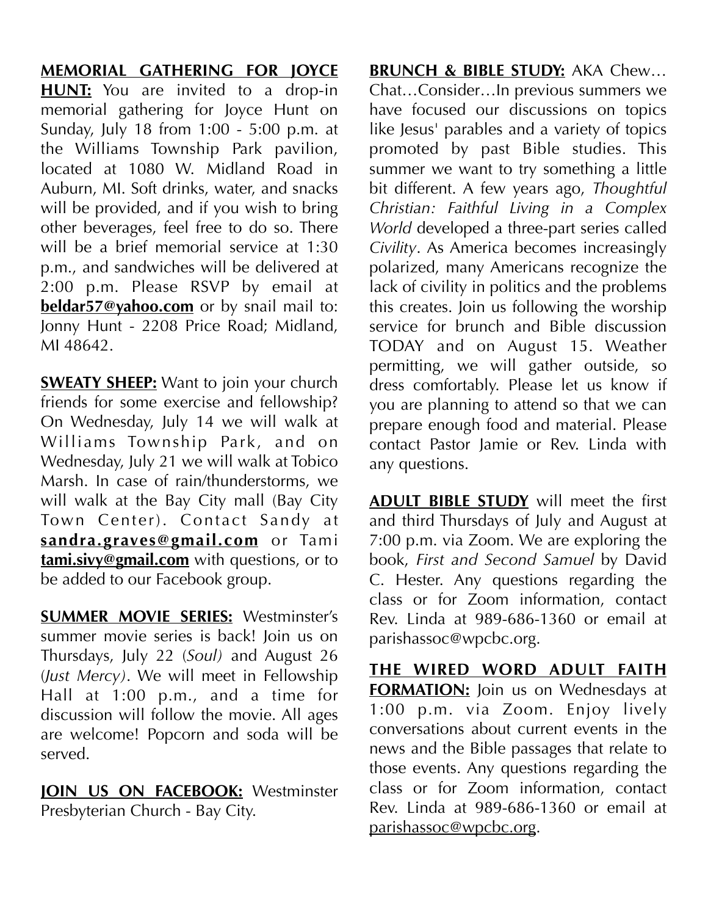**MEMORIAL GATHERING FOR JOYCE HUNT:** You are invited to a drop-in memorial gathering for Joyce Hunt on Sunday, July 18 from 1:00 - 5:00 p.m. at the Williams Township Park pavilion, located at 1080 W. Midland Road in Auburn, MI. Soft drinks, water, and snacks will be provided, and if you wish to bring other beverages, feel free to do so. There will be a brief memorial service at 1:30 p.m., and sandwiches will be delivered at 2:00 p.m. Please RSVP by email at **beldar57@yahoo.com** or by snail mail to: Jonny Hunt - 2208 Price Road; Midland, MI 48642.

**SWEATY SHEEP:** Want to join your church friends for some exercise and fellowship? On Wednesday, July 14 we will walk at Williams Township Park, and on Wednesday, July 21 we will walk at Tobico Marsh. In case of rain/thunderstorms, we will walk at the Bay City mall (Bay City Town Center). Contact Sandy at **sandra.graves@gmail.com** or Tami **tami.sivy@gmail.com** with questions, or to be added to our Facebook group.

**SUMMER MOVIE SERIES:** Westminster's summer movie series is back! Join us on Thursdays, July 22 (*Soul)* and August 26 (*Just Mercy)*. We will meet in Fellowship Hall at 1:00 p.m., and a time for discussion will follow the movie. All ages are welcome! Popcorn and soda will be served.

**JOIN US ON FACEBOOK:** Westminster Presbyterian Church - Bay City.

**BRUNCH & BIBLE STUDY:** AKA Chew…Chat…Consider…In previous summers we have focused our discussions on topics like Jesus' parables and a variety of topics promoted by past Bible studies. This summer we want to try something a little bit different. A few years ago, *Thoughtful Christian: Faithful Living in a Complex World* developed a three-part series called *Civility*. As America becomes increasingly polarized, many Americans recognize the lack of civility in politics and the problems this creates. Join us following the worship service for brunch and Bible discussion TODAY and on August 15. Weather permitting, we will gather outside, so dress comfortably. Please let us know if you are planning to attend so that we can prepare enough food and material. Please contact Pastor Jamie or Rev. Linda with any questions.

**ADULT BIBLE STUDY** will meet the first and third Thursdays of July and August at 7:00 p.m. via Zoom. We are exploring the book, *First and Second Samuel* by David C. Hester. Any questions regarding the class or for Zoom information, contact Rev. Linda at 989-686-1360 or email at parishassoc@wpcbc.org.

**THE WIRED WORD ADULT FAITH FORMATION:** Join us on Wednesdays at 1:00 p.m. via Zoom. Enjoy lively conversations about current events in the news and the Bible passages that relate to those events. Any questions regarding the class or for Zoom information, contact Rev. Linda at 989-686-1360 or email at parishassoc@wpcbc.org.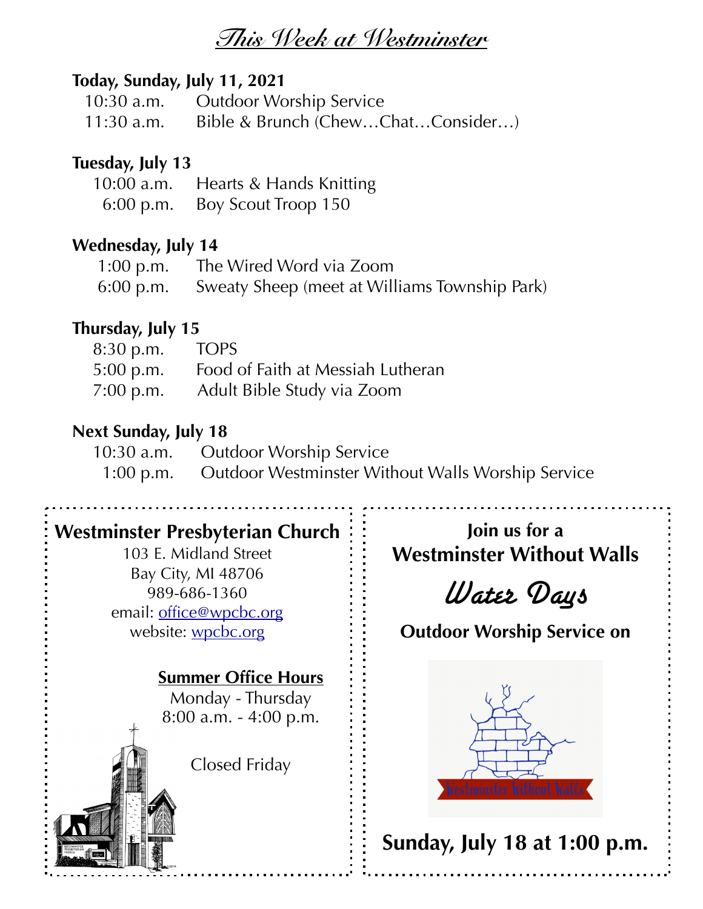# *This Week at Westminster*

**Today, Sunday, July 11, 2021**

10:30 a.m. Outdoor Worship Service
11:30 a.m. Bible & Brunch (Chew…Chat…Consider…)

**Tuesday, July 13**

10:00 a.m. Hearts & Hands Knitting
6:00 p.m. Boy Scout Troop 150

**Wednesday, July 14**

1:00 p.m. The Wired Word via Zoom
6:00 p.m. Sweaty Sheep (meet at Williams Township Park)

**Thursday, July 15**

8:30 p.m. TOPS
5:00 p.m. Food of Faith at Messiah Lutheran
7:00 p.m. Adult Bible Study via Zoom

**Next Sunday, July 18**

10:30 a.m. Outdoor Worship Service
1:00 p.m. Outdoor Westminster Without Walls Worship Service

**Westminster Presbyterian Church**
103 E. Midland Street
Bay City, MI 48706
989-686-1360
email: office@wpcbc.org
website: wpcbc.org

**Summer Office Hours**
Monday - Thursday
8:00 a.m. - 4:00 p.m.

Closed Friday

**Join us for a**
**Westminster Without Walls**

*Water Days*

**Outdoor Worship Service on**

Westminster Without Walls

**Sunday, July 18 at 1:00 p.m.**